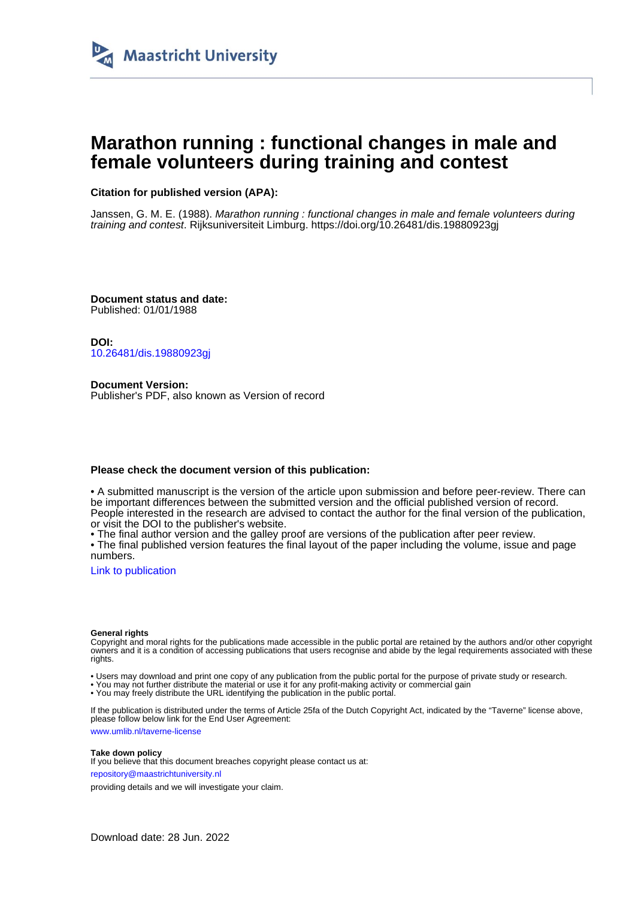Maastricht University

# Marathon running : functional changes in male and female volunteers during training and contest

**Citation for published version (APA):**

Janssen, G. M. E. (1988). *Marathon running : functional changes in male and female volunteers during training and contest*. Rijksuniversiteit Limburg. https://doi.org/10.26481/dis.19880923gj

**Document status and date:**
Published: 01/01/1988

**DOI:**
10.26481/dis.19880923gj

**Document Version:**
Publisher's PDF, also known as Version of record

**Please check the document version of this publication:**

• A submitted manuscript is the version of the article upon submission and before peer-review. There can be important differences between the submitted version and the official published version of record. People interested in the research are advised to contact the author for the final version of the publication, or visit the DOI to the publisher's website.
• The final author version and the galley proof are versions of the publication after peer review.
• The final published version features the final layout of the paper including the volume, issue and page numbers.

Link to publication

**General rights**
Copyright and moral rights for the publications made accessible in the public portal are retained by the authors and/or other copyright owners and it is a condition of accessing publications that users recognise and abide by the legal requirements associated with these rights.

• Users may download and print one copy of any publication from the public portal for the purpose of private study or research.
• You may not further distribute the material or use it for any profit-making activity or commercial gain
• You may freely distribute the URL identifying the publication in the public portal.

If the publication is distributed under the terms of Article 25fa of the Dutch Copyright Act, indicated by the "Taverne" license above, please follow below link for the End User Agreement:

www.umlib.nl/taverne-license

**Take down policy**
If you believe that this document breaches copyright please contact us at:

repository@maastrichtuniversity.nl

providing details and we will investigate your claim.

Download date: 28 Jun. 2022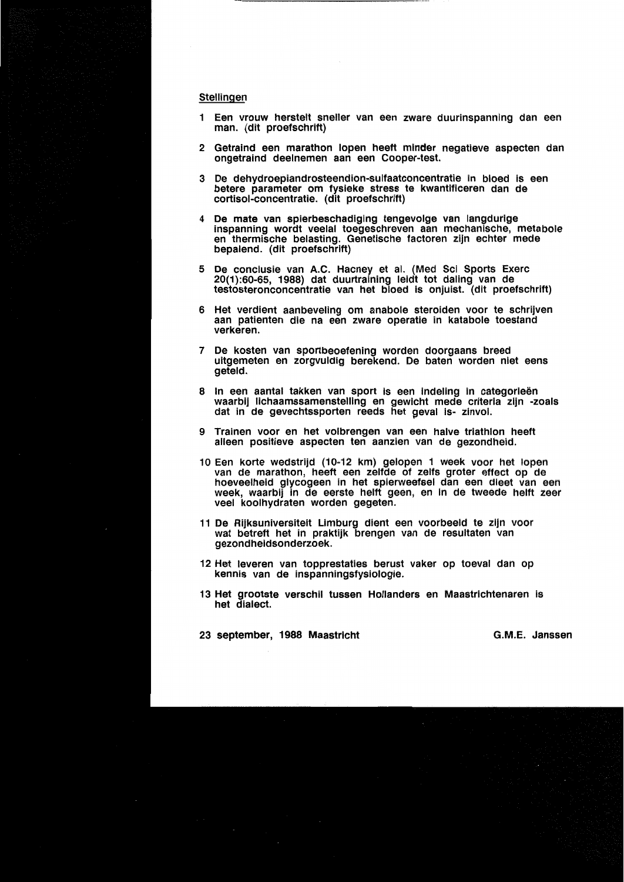Stellingen

1 Een vrouw herstelt sneller van een zware duurinspanning dan een man. (dit proefschrift)

2 Getraind een marathon lopen heeft minder negatieve aspecten dan ongetraind deelnemen aan een Cooper-test.

3 De dehydroepiandrosteendion-sulfaatconcentratie in bloed is een betere parameter om fysieke stress te kwantificeren dan de cortisol-concentratie. (dit proefschrift)

4 De mate van spierbeschadiging tengevolge van langdurige inspanning wordt veelal toegeschreven aan mechanische, metabole en thermische belasting. Genetische factoren zijn echter mede bepalend. (dit proefschrift)

5 De conclusie van A.C. Hacney et al. (Med Sci Sports Exerc 20(1):60-65, 1988) dat duurtraining leidt tot daling van de testosteronconcentratie van het bloed is onjuist. (dit proefschrift)

6 Het verdient aanbeveling om anabole steroiden voor te schrijven aan patienten die na een zware operatie in katabole toestand verkeren.

7 De kosten van sportbeoefening worden doorgaans breed uitgemeten en zorgvuldig berekend. De baten worden niet eens geteld.

8 In een aantal takken van sport is een indeling in categorieën waarbij lichaamssamenstelling en gewicht mede criteria zijn -zoals dat in de gevechtssporten reeds het geval is- zinvol.

9 Trainen voor en het volbrengen van een halve triathlon heeft alleen positieve aspecten ten aanzien van de gezondheid.

10 Een korte wedstrijd (10-12 km) gelopen 1 week voor het lopen van de marathon, heeft een zelfde of zelfs groter effect op de hoeveelheid glycogeen in het spierweefsel dan een dieet van een week, waarbij in de eerste helft geen, en in de tweede helft zeer veel koolhydraten worden gegeten.

11 De Rijksuniversiteit Limburg dient een voorbeeld te zijn voor wat betreft het in praktijk brengen van de resultaten van gezondheidsonderzoek.

12 Het leveren van topprestaties berust vaker op toeval dan op kennis van de inspanningsfysiologie.

13 Het grootste verschil tussen Hollanders en Maastrichtenaren is het dialect.

23 september, 1988 Maastricht G.M.E. Janssen